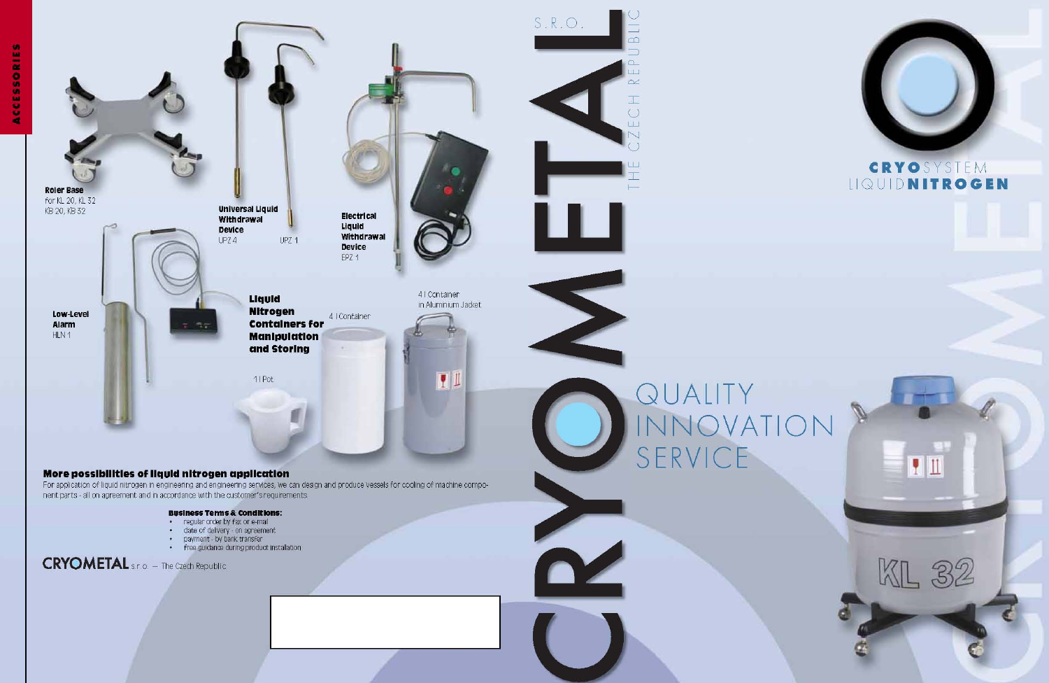ACCESSORIES

**Roler Base**
for KL 20, KL 32
KB 20, KB 32

**Universal Liquid Withdrawal Device**
UPZ 4 UPZ 1

**Electrical Liquid Withdrawal Device**
EPZ 1

**Low-Level Alarm**
HLN 1

**Liquid Nitrogen Containers for Manipulation and Storing**

1 l Pot

4 l Container

4 l Container in Aluminium Jacket

## More possibilities of liquid nitrogen application

For application of liquid nitrogen in engineering and engineering services, we can design and produce vessels for cooling of machine component parts - all on agreement and in accordance with the customer's requirements.

**Business Terms & Conditions:**

- regular order by fax or e-mail
- date of delivery - on agreement
- payment - by bank transfer
- free guidance during product installation

CRYOMETAL s.r.o. – The Czech Republic

# CRYOMETAL S.R.O.

THE CZECH REPUBLIC

QUALITY
INNOVATION
SERVICE

**CRYO**SYSTEM
LIQUID**NITROGEN**

KL 32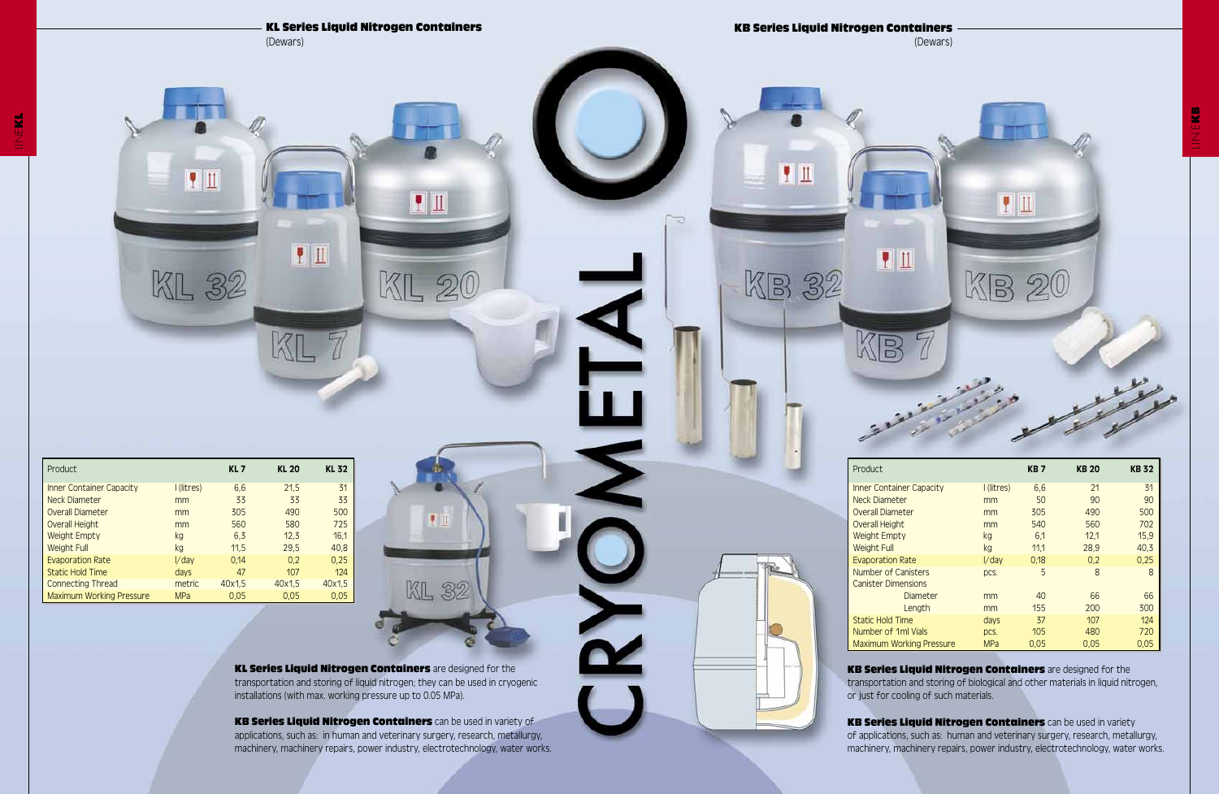## KL Series Liquid Nitrogen Containers

(Dewars)

| Product | | KL 7 | KL 20 | KL 32 |
|---|---|---|---|---|
| Inner Container Capacity | l (litres) | 6,6 | 21,5 | 31 |
| Neck Diameter | mm | 33 | 33 | 33 |
| Overall Diameter | mm | 305 | 490 | 500 |
| Overall Height | mm | 560 | 580 | 725 |
| Weight Empty | kg | 6,3 | 12,3 | 16,1 |
| Weight Full | kg | 11,5 | 29,5 | 40,8 |
| Evaporation Rate | l/day | 0,14 | 0,2 | 0,25 |
| Static Hold Time | days | 47 | 107 | 124 |
| Connecting Thread | metric | 40x1,5 | 40x1,5 | 40x1,5 |
| Maximum Working Pressure | MPa | 0,05 | 0,05 | 0,05 |

**KL Series Liquid Nitrogen Containers** are designed for the transportation and storing of liquid nitrogen; they can be used in cryogenic installations (with max. working pressure up to 0.05 MPa).

**KB Series Liquid Nitrogen Containers** can be used in variety of applications, such as: in human and veterinary surgery, research, metallurgy, machinery, machinery repairs, power industry, electrotechnology, water works.

## KB Series Liquid Nitrogen Containers

(Dewars)

| Product | | KB 7 | KB 20 | KB 32 |
|---|---|---|---|---|
| Inner Container Capacity | l (litres) | 6,6 | 21 | 31 |
| Neck Diameter | mm | 50 | 90 | 90 |
| Overall Diameter | mm | 305 | 490 | 500 |
| Overall Height | mm | 540 | 560 | 702 |
| Weight Empty | kg | 6,1 | 12,1 | 15,9 |
| Weight Full | kg | 11,1 | 28,9 | 40,3 |
| Evaporation Rate | l/day | 0,18 | 0,2 | 0,25 |
| Number of Canisters | pcs. | 5 | 8 | 8 |
| Canister Dimensions | | | | |
| Diameter | mm | 40 | 66 | 66 |
| Length | mm | 155 | 200 | 300 |
| Static Hold Time | days | 37 | 107 | 124 |
| Number of 1ml Vials | pcs. | 105 | 480 | 720 |
| Maximum Working Pressure | MPa | 0,05 | 0,05 | 0,05 |

**KB Series Liquid Nitrogen Containers** are designed for the transportation and storing of biological and other materials in liquid nitrogen, or just for cooling of such materials.

**KB Series Liquid Nitrogen Containers** can be used in variety of applications, such as: human and veterinary surgery, research, metallurgy, machinery, machinery repairs, power industry, electrotechnology, water works.